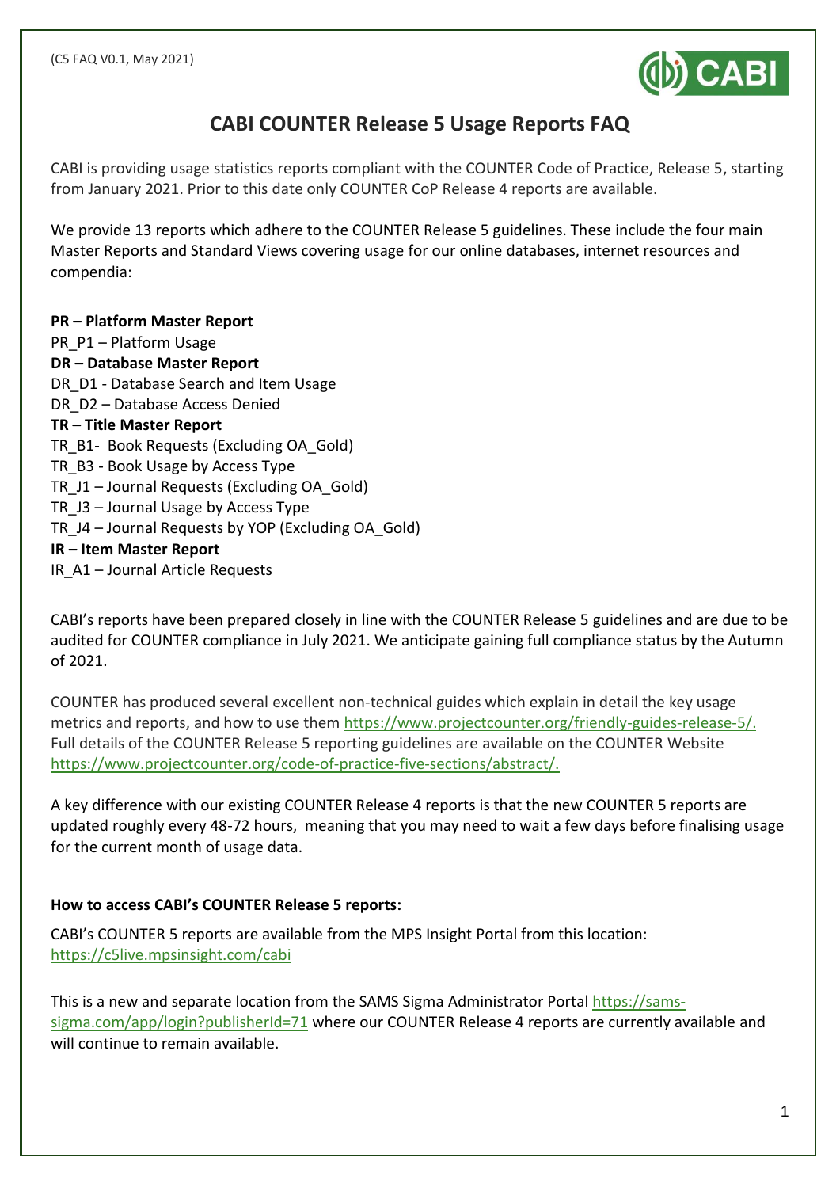(C5 FAQ V0.1, May 2021)

# CABI COUNTER Release 5 Usage Reports FAQ

CABI is providing usage statistics reports compliant with the COUNTER Code of Practice, Release 5, starting from January 2021. Prior to this date only COUNTER CoP Release 4 reports are available.

We provide 13 reports which adhere to the COUNTER Release 5 guidelines. These include the four main Master Reports and Standard Views covering usage for our online databases, internet resources and compendia:

**PR – Platform Master Report**
PR_P1 – Platform Usage
**DR – Database Master Report**
DR_D1 - Database Search and Item Usage
DR_D2 – Database Access Denied
**TR – Title Master Report**
TR_B1- Book Requests (Excluding OA_Gold)
TR_B3 - Book Usage by Access Type
TR_J1 – Journal Requests (Excluding OA_Gold)
TR_J3 – Journal Usage by Access Type
TR_J4 – Journal Requests by YOP (Excluding OA_Gold)
**IR – Item Master Report**
IR_A1 – Journal Article Requests

CABI's reports have been prepared closely in line with the COUNTER Release 5 guidelines and are due to be audited for COUNTER compliance in July 2021. We anticipate gaining full compliance status by the Autumn of 2021.

COUNTER has produced several excellent non-technical guides which explain in detail the key usage metrics and reports, and how to use them https://www.projectcounter.org/friendly-guides-release-5/. Full details of the COUNTER Release 5 reporting guidelines are available on the COUNTER Website https://www.projectcounter.org/code-of-practice-five-sections/abstract/.

A key difference with our existing COUNTER Release 4 reports is that the new COUNTER 5 reports are updated roughly every 48-72 hours, meaning that you may need to wait a few days before finalising usage for the current month of usage data.

**How to access CABI's COUNTER Release 5 reports:**

CABI's COUNTER 5 reports are available from the MPS Insight Portal from this location: https://c5live.mpsinsight.com/cabi

This is a new and separate location from the SAMS Sigma Administrator Portal https://sams-sigma.com/app/login?publisherId=71 where our COUNTER Release 4 reports are currently available and will continue to remain available.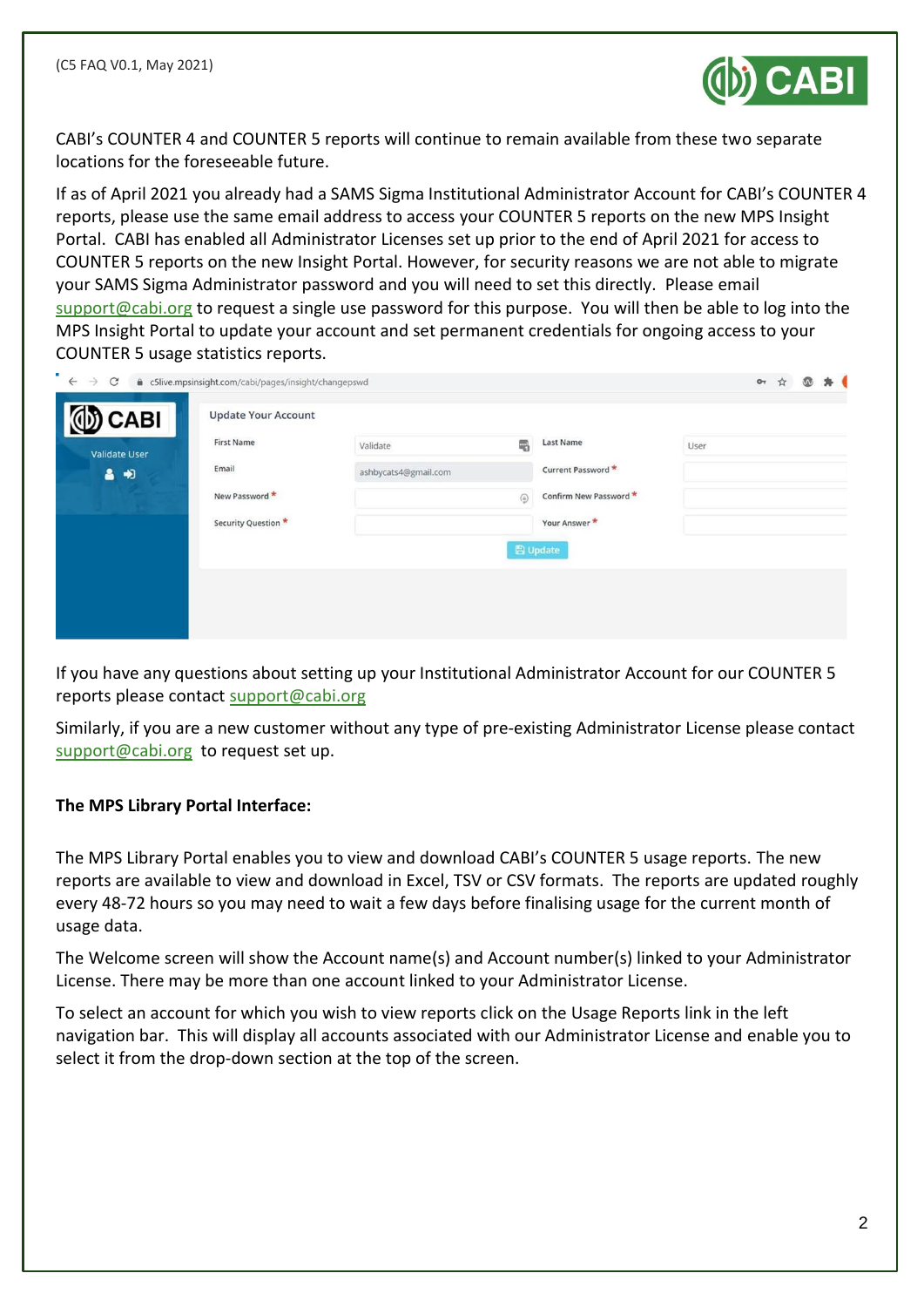CABI's COUNTER 4 and COUNTER 5 reports will continue to remain available from these two separate locations for the foreseeable future.

If as of April 2021 you already had a SAMS Sigma Institutional Administrator Account for CABI's COUNTER 4 reports, please use the same email address to access your COUNTER 5 reports on the new MPS Insight Portal. CABI has enabled all Administrator Licenses set up prior to the end of April 2021 for access to COUNTER 5 reports on the new Insight Portal. However, for security reasons we are not able to migrate your SAMS Sigma Administrator password and you will need to set this directly. Please email support@cabi.org to request a single use password for this purpose. You will then be able to log into the MPS Insight Portal to update your account and set permanent credentials for ongoing access to your COUNTER 5 usage statistics reports.

If you have any questions about setting up your Institutional Administrator Account for our COUNTER 5 reports please contact support@cabi.org

Similarly, if you are a new customer without any type of pre-existing Administrator License please contact support@cabi.org to request set up.

**The MPS Library Portal Interface:**

The MPS Library Portal enables you to view and download CABI's COUNTER 5 usage reports. The new reports are available to view and download in Excel, TSV or CSV formats. The reports are updated roughly every 48-72 hours so you may need to wait a few days before finalising usage for the current month of usage data.

The Welcome screen will show the Account name(s) and Account number(s) linked to your Administrator License. There may be more than one account linked to your Administrator License.

To select an account for which you wish to view reports click on the Usage Reports link in the left navigation bar. This will display all accounts associated with our Administrator License and enable you to select it from the drop-down section at the top of the screen.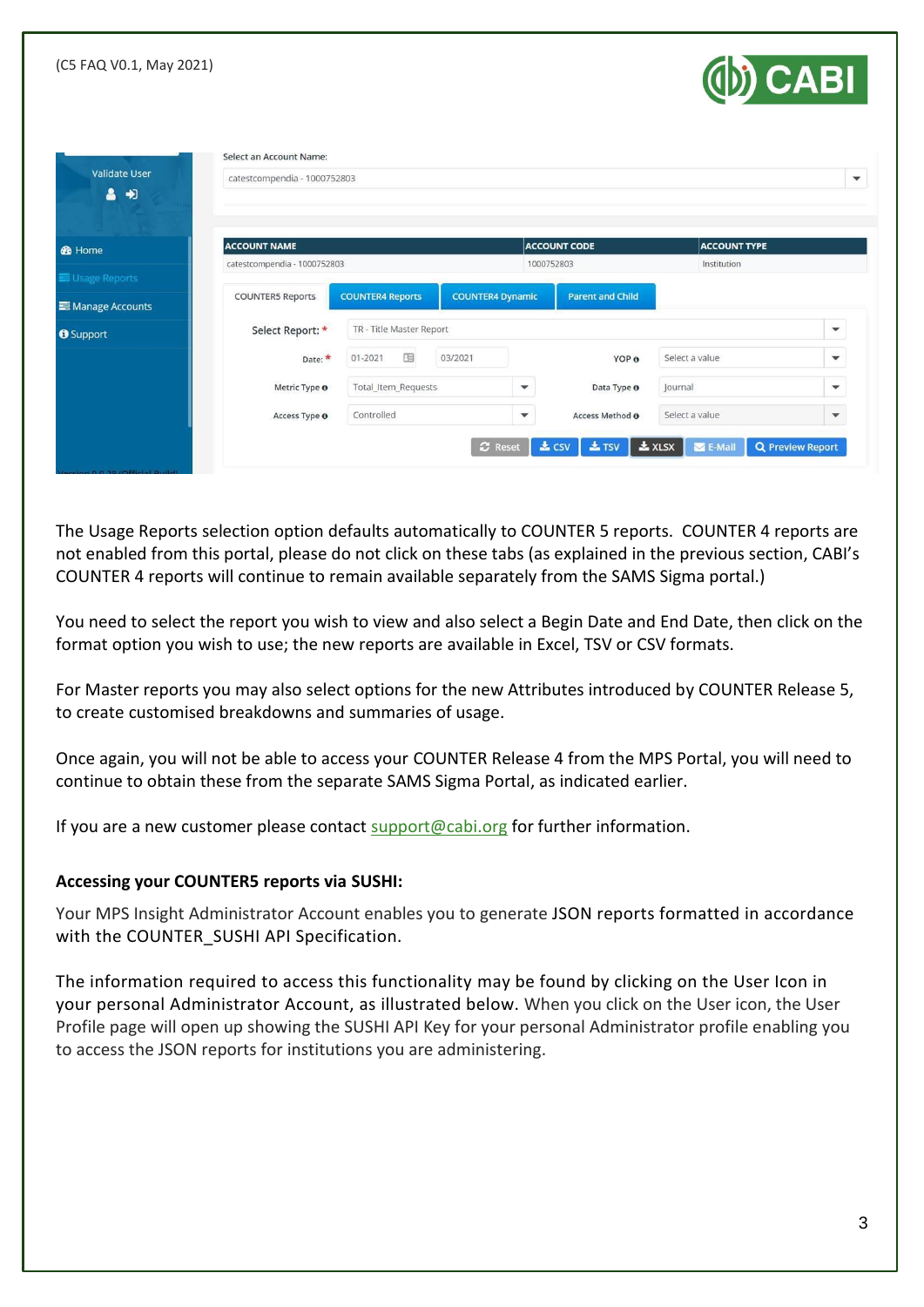The Usage Reports selection option defaults automatically to COUNTER 5 reports. COUNTER 4 reports are not enabled from this portal, please do not click on these tabs (as explained in the previous section, CABI's COUNTER 4 reports will continue to remain available separately from the SAMS Sigma portal.)

You need to select the report you wish to view and also select a Begin Date and End Date, then click on the format option you wish to use; the new reports are available in Excel, TSV or CSV formats.

For Master reports you may also select options for the new Attributes introduced by COUNTER Release 5, to create customised breakdowns and summaries of usage.

Once again, you will not be able to access your COUNTER Release 4 from the MPS Portal, you will need to continue to obtain these from the separate SAMS Sigma Portal, as indicated earlier.

If you are a new customer please contact support@cabi.org for further information.

**Accessing your COUNTER5 reports via SUSHI:**

Your MPS Insight Administrator Account enables you to generate JSON reports formatted in accordance with the COUNTER_SUSHI API Specification.

The information required to access this functionality may be found by clicking on the User Icon in your personal Administrator Account, as illustrated below. When you click on the User icon, the User Profile page will open up showing the SUSHI API Key for your personal Administrator profile enabling you to access the JSON reports for institutions you are administering.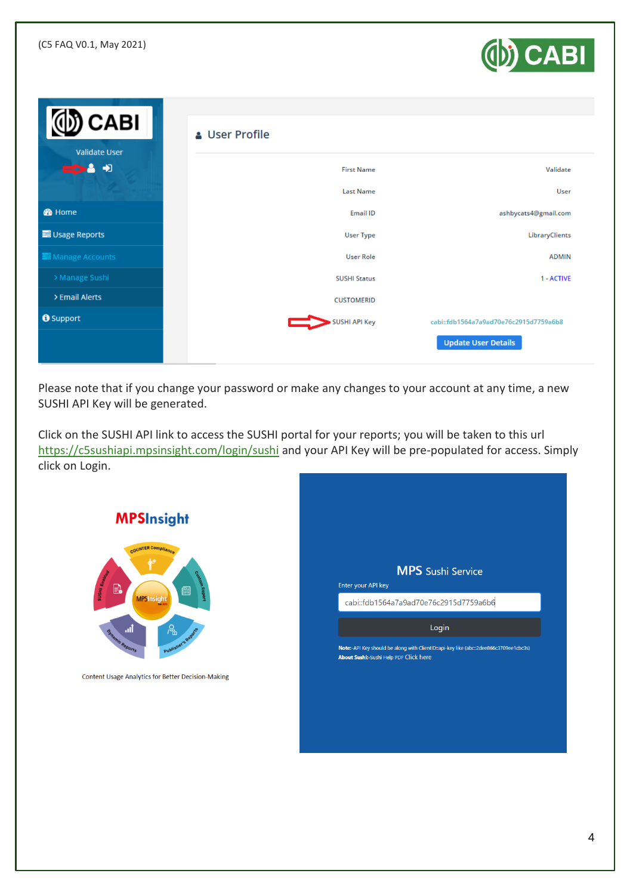Please note that if you change your password or make any changes to your account at any time, a new SUSHI API Key will be generated.

Click on the SUSHI API link to access the SUSHI portal for your reports; you will be taken to this url https://c5sushiapi.mpsinsight.com/login/sushi and your API Key will be pre-populated for access. Simply click on Login.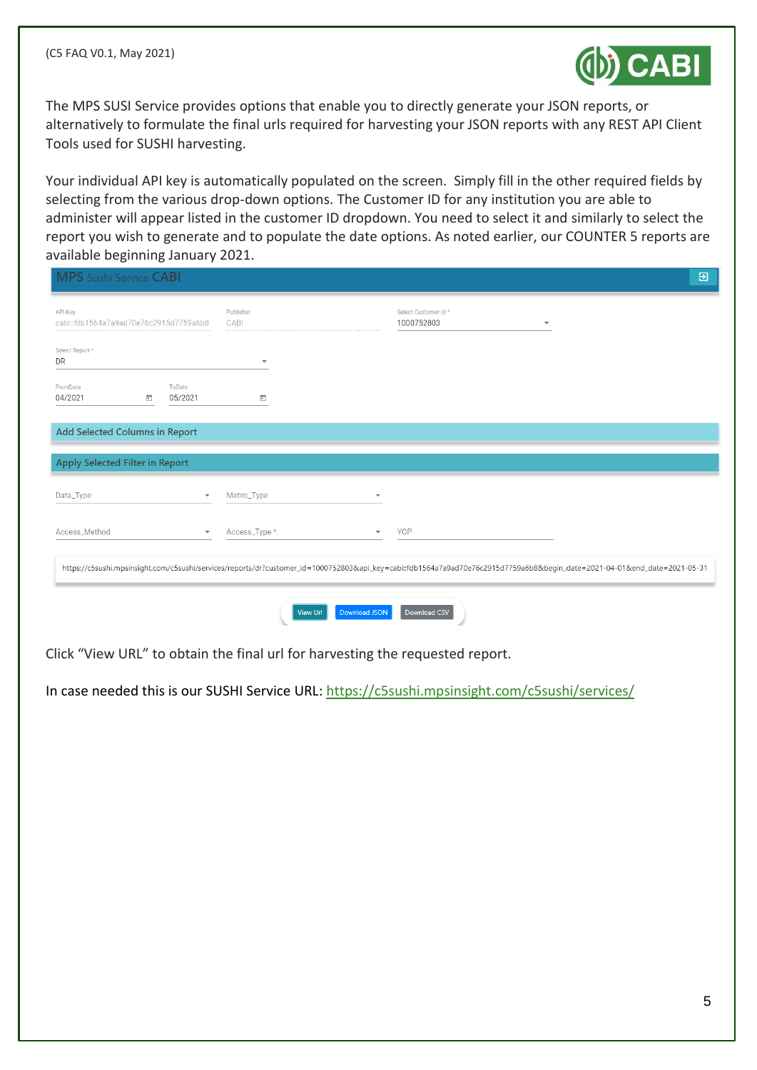The MPS SUSI Service provides options that enable you to directly generate your JSON reports, or alternatively to formulate the final urls required for harvesting your JSON reports with any REST API Client Tools used for SUSHI harvesting.

Your individual API key is automatically populated on the screen. Simply fill in the other required fields by selecting from the various drop-down options. The Customer ID for any institution you are able to administer will appear listed in the customer ID dropdown. You need to select it and similarly to select the report you wish to generate and to populate the date options. As noted earlier, our COUNTER 5 reports are available beginning January 2021.

**MPS Sushi Service CABI**

API-Key: cabi::fdb1564a7a9ad70e76c2915d7759a6b8
Publisher: CABI
Select Customer Id *: 1000752803

Select Report *: DR

FromDate: 04/2021
ToDate: 05/2021

Add Selected Columns in Report

Apply Selected Filter in Report

Data_Type
Metric_Type
Access_Method
Access_Type *
YOP

https://c5sushi.mpsinsight.com/c5sushi/services/reports/dr?customer_id=1000752803&api_key=cabi::fdb1564a7a9ad70e76c2915d7759a6b8&begin_date=2021-04-01&end_date=2021-05-31

View Url | Download JSON | Download CSV

Click "View URL" to obtain the final url for harvesting the requested report.

In case needed this is our SUSHI Service URL: https://c5sushi.mpsinsight.com/c5sushi/services/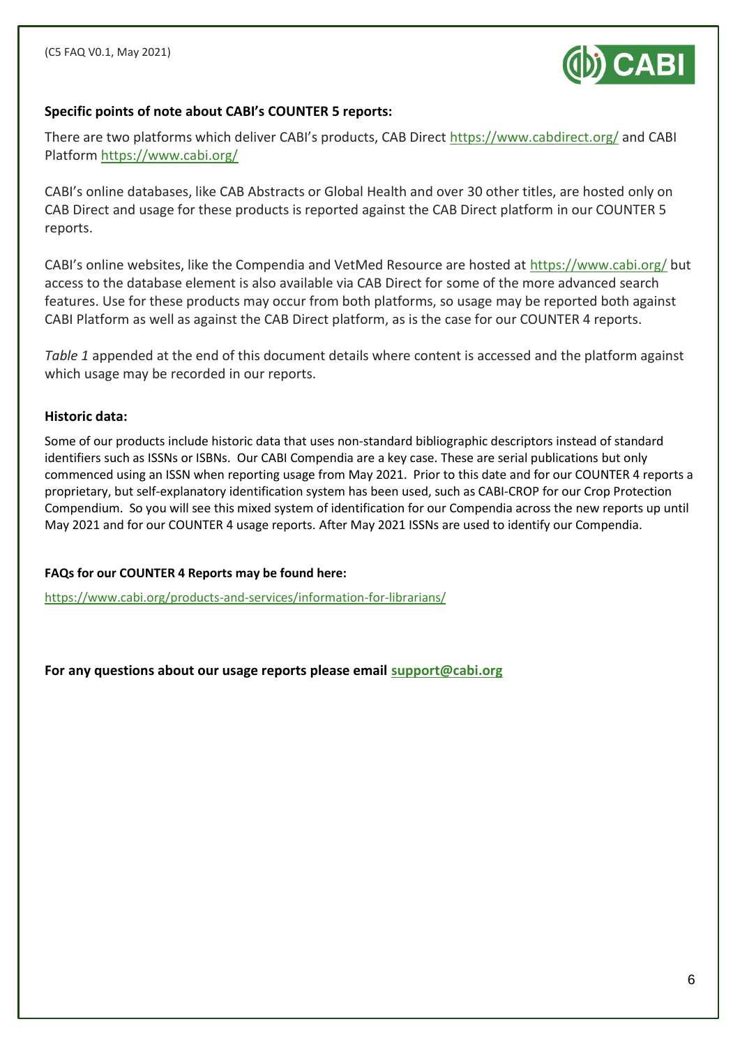**Specific points of note about CABI's COUNTER 5 reports:**

There are two platforms which deliver CABI's products, CAB Direct https://www.cabdirect.org/ and CABI Platform https://www.cabi.org/

CABI's online databases, like CAB Abstracts or Global Health and over 30 other titles, are hosted only on CAB Direct and usage for these products is reported against the CAB Direct platform in our COUNTER 5 reports.

CABI's online websites, like the Compendia and VetMed Resource are hosted at https://www.cabi.org/ but access to the database element is also available via CAB Direct for some of the more advanced search features. Use for these products may occur from both platforms, so usage may be reported both against CABI Platform as well as against the CAB Direct platform, as is the case for our COUNTER 4 reports.

*Table 1* appended at the end of this document details where content is accessed and the platform against which usage may be recorded in our reports.

**Historic data:**

Some of our products include historic data that uses non-standard bibliographic descriptors instead of standard identifiers such as ISSNs or ISBNs. Our CABI Compendia are a key case. These are serial publications but only commenced using an ISSN when reporting usage from May 2021. Prior to this date and for our COUNTER 4 reports a proprietary, but self-explanatory identification system has been used, such as CABI-CROP for our Crop Protection Compendium. So you will see this mixed system of identification for our Compendia across the new reports up until May 2021 and for our COUNTER 4 usage reports. After May 2021 ISSNs are used to identify our Compendia.

**FAQs for our COUNTER 4 Reports may be found here:**

https://www.cabi.org/products-and-services/information-for-librarians/

**For any questions about our usage reports please email support@cabi.org**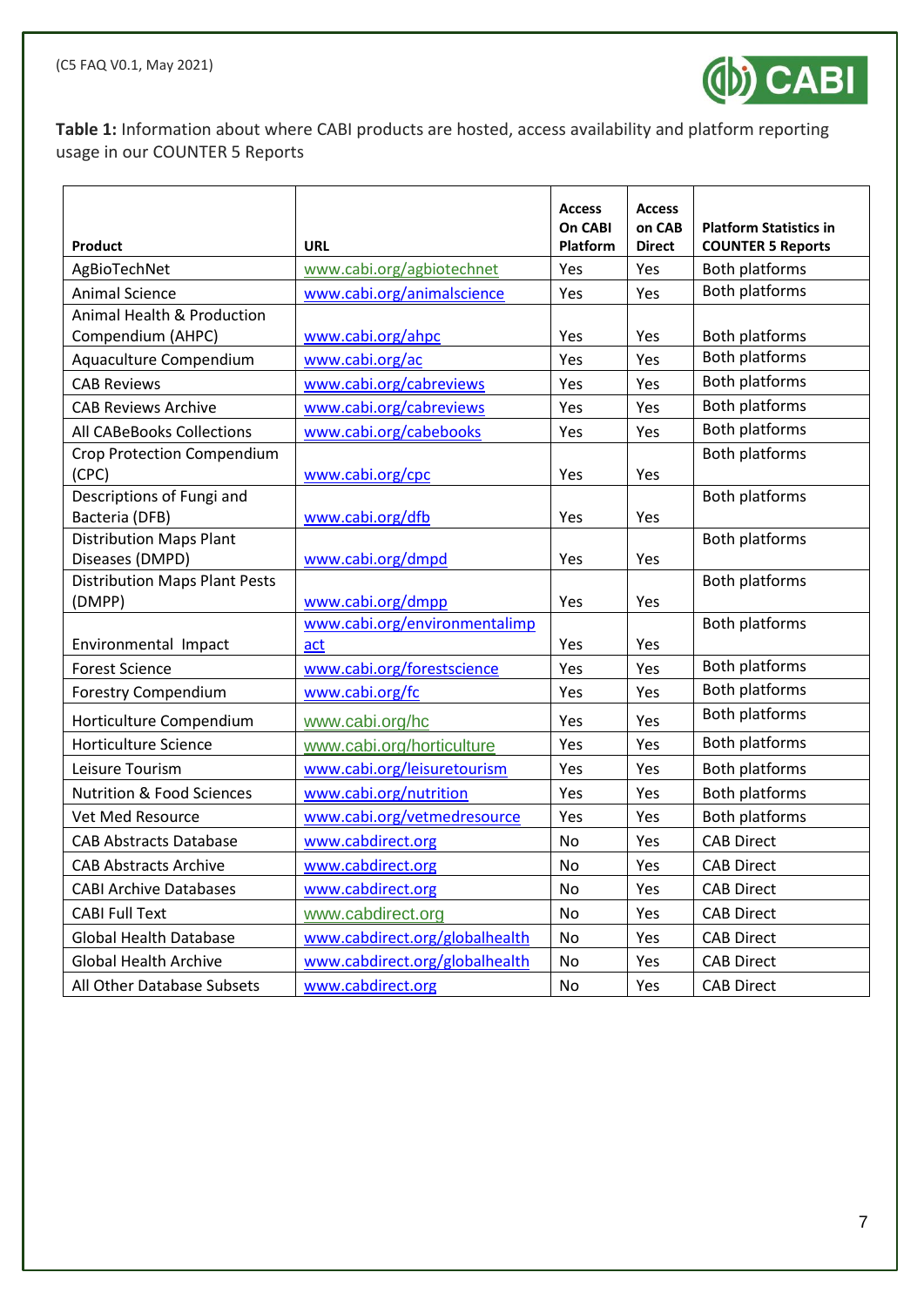**Table 1:** Information about where CABI products are hosted, access availability and platform reporting usage in our COUNTER 5 Reports

| Product | URL | Access On CABI Platform | Access on CAB Direct | Platform Statistics in COUNTER 5 Reports |
|---|---|---|---|---|
| AgBioTechNet | www.cabi.org/agbiotechnet | Yes | Yes | Both platforms |
| Animal Science | www.cabi.org/animalscience | Yes | Yes | Both platforms |
| Animal Health & Production Compendium (AHPC) | www.cabi.org/ahpc | Yes | Yes | Both platforms |
| Aquaculture Compendium | www.cabi.org/ac | Yes | Yes | Both platforms |
| CAB Reviews | www.cabi.org/cabreviews | Yes | Yes | Both platforms |
| CAB Reviews Archive | www.cabi.org/cabreviews | Yes | Yes | Both platforms |
| All CABeBooks Collections | www.cabi.org/cabebooks | Yes | Yes | Both platforms |
| Crop Protection Compendium (CPC) | www.cabi.org/cpc | Yes | Yes | Both platforms |
| Descriptions of Fungi and Bacteria (DFB) | www.cabi.org/dfb | Yes | Yes | Both platforms |
| Distribution Maps Plant Diseases (DMPD) | www.cabi.org/dmpd | Yes | Yes | Both platforms |
| Distribution Maps Plant Pests (DMPP) | www.cabi.org/dmpp | Yes | Yes | Both platforms |
| Environmental Impact | www.cabi.org/environmentalimpact | Yes | Yes | Both platforms |
| Forest Science | www.cabi.org/forestscience | Yes | Yes | Both platforms |
| Forestry Compendium | www.cabi.org/fc | Yes | Yes | Both platforms |
| Horticulture Compendium | www.cabi.org/hc | Yes | Yes | Both platforms |
| Horticulture Science | www.cabi.org/horticulture | Yes | Yes | Both platforms |
| Leisure Tourism | www.cabi.org/leisuretourism | Yes | Yes | Both platforms |
| Nutrition & Food Sciences | www.cabi.org/nutrition | Yes | Yes | Both platforms |
| Vet Med Resource | www.cabi.org/vetmedresource | Yes | Yes | Both platforms |
| CAB Abstracts Database | www.cabdirect.org | No | Yes | CAB Direct |
| CAB Abstracts Archive | www.cabdirect.org | No | Yes | CAB Direct |
| CABI Archive Databases | www.cabdirect.org | No | Yes | CAB Direct |
| CABI Full Text | www.cabdirect.org | No | Yes | CAB Direct |
| Global Health Database | www.cabdirect.org/globalhealth | No | Yes | CAB Direct |
| Global Health Archive | www.cabdirect.org/globalhealth | No | Yes | CAB Direct |
| All Other Database Subsets | www.cabdirect.org | No | Yes | CAB Direct |